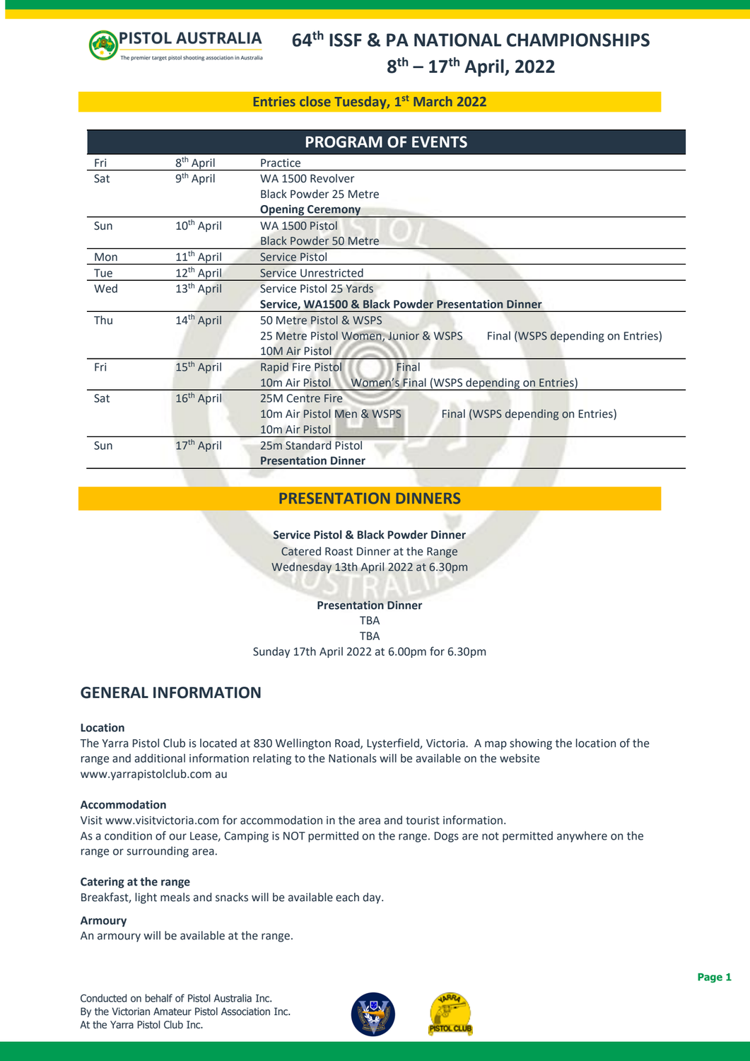PISTOL AUSTRALIA

The premier target pistol shooting association in Australia

# 64th ISSF & PA NATIONAL CHAMPIONSHIPS 8th – 17th April, 2022

**Entries close Tuesday, 1st March 2022**

## PROGRAM OF EVENTS

| Day | Date | Event |
|---|---|---|
| Fri | 8th April | Practice |
| Sat | 9th April | WA 1500 Revolver<br>Black Powder 25 Metre<br>**Opening Ceremony** |
| Sun | 10th April | WA 1500 Pistol<br>Black Powder 50 Metre |
| Mon | 11th April | Service Pistol |
| Tue | 12th April | Service Unrestricted |
| Wed | 13th April | Service Pistol 25 Yards<br>**Service, WA1500 & Black Powder Presentation Dinner** |
| Thu | 14th April | 50 Metre Pistol & WSPS<br>25 Metre Pistol Women, Junior & WSPS Final (WSPS depending on Entries)<br>10M Air Pistol |
| Fri | 15th April | Rapid Fire Pistol Final<br>10m Air Pistol Women's Final (WSPS depending on Entries) |
| Sat | 16th April | 25M Centre Fire<br>10m Air Pistol Men & WSPS Final (WSPS depending on Entries)<br>10m Air Pistol |
| Sun | 17th April | 25m Standard Pistol<br>**Presentation Dinner** |

## PRESENTATION DINNERS

**Service Pistol & Black Powder Dinner**
Catered Roast Dinner at the Range
Wednesday 13th April 2022 at 6.30pm

**Presentation Dinner**
TBA
TBA
Sunday 17th April 2022 at 6.00pm for 6.30pm

## GENERAL INFORMATION

**Location**

The Yarra Pistol Club is located at 830 Wellington Road, Lysterfield, Victoria. A map showing the location of the range and additional information relating to the Nationals will be available on the website www.yarrapistolclub.com au

**Accommodation**

Visit www.visitvictoria.com for accommodation in the area and tourist information.
As a condition of our Lease, Camping is NOT permitted on the range. Dogs are not permitted anywhere on the range or surrounding area.

**Catering at the range**

Breakfast, light meals and snacks will be available each day.

**Armoury**

An armoury will be available at the range.

Conducted on behalf of Pistol Australia Inc.
By the Victorian Amateur Pistol Association Inc.
At the Yarra Pistol Club Inc.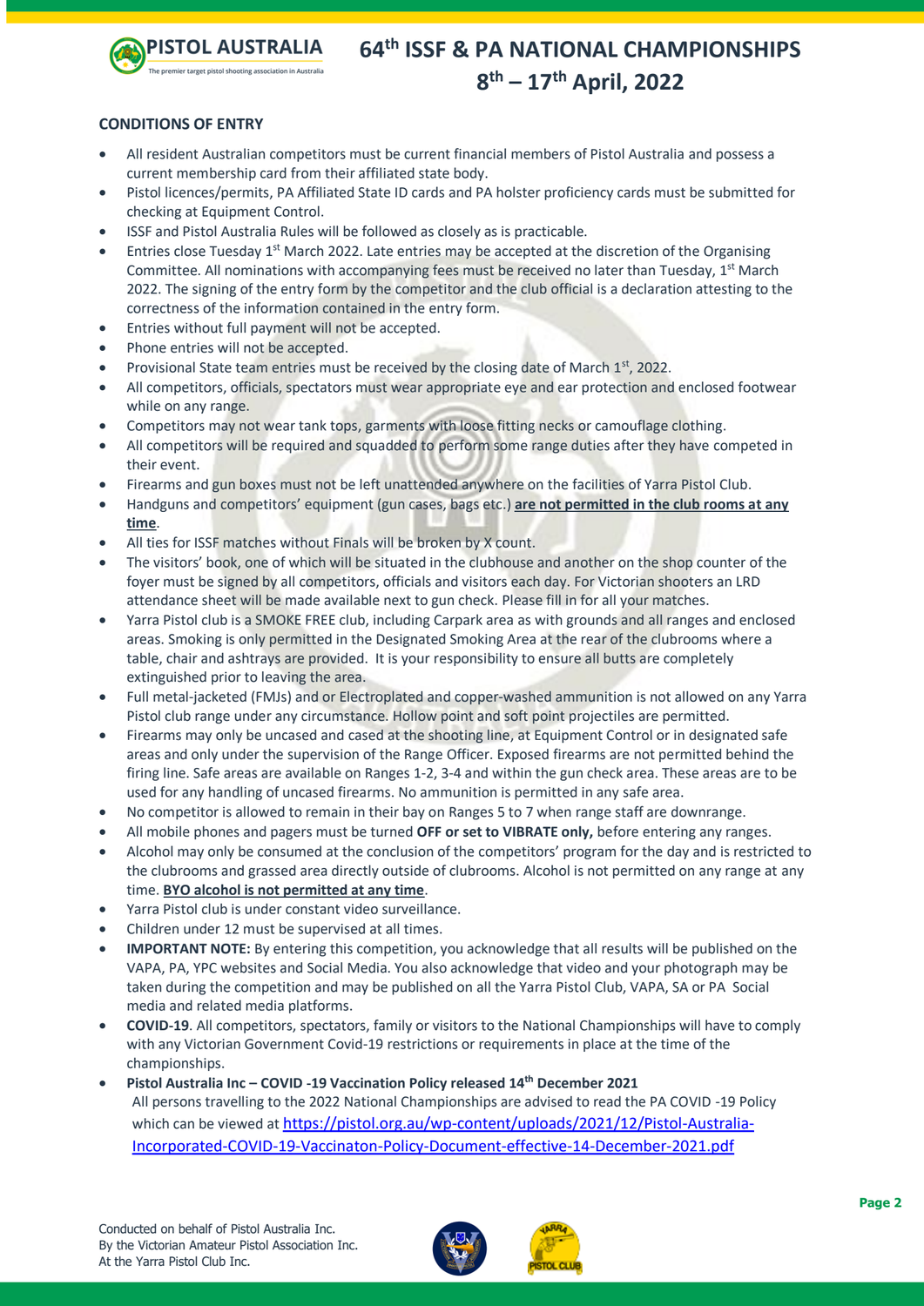## CONDITIONS OF ENTRY

- All resident Australian competitors must be current financial members of Pistol Australia and possess a current membership card from their affiliated state body.
- Pistol licences/permits, PA Affiliated State ID cards and PA holster proficiency cards must be submitted for checking at Equipment Control.
- ISSF and Pistol Australia Rules will be followed as closely as is practicable.
- Entries close Tuesday 1st March 2022. Late entries may be accepted at the discretion of the Organising Committee. All nominations with accompanying fees must be received no later than Tuesday, 1st March 2022. The signing of the entry form by the competitor and the club official is a declaration attesting to the correctness of the information contained in the entry form.
- Entries without full payment will not be accepted.
- Phone entries will not be accepted.
- Provisional State team entries must be received by the closing date of March 1st, 2022.
- All competitors, officials, spectators must wear appropriate eye and ear protection and enclosed footwear while on any range.
- Competitors may not wear tank tops, garments with loose fitting necks or camouflage clothing.
- All competitors will be required and squadded to perform some range duties after they have competed in their event.
- Firearms and gun boxes must not be left unattended anywhere on the facilities of Yarra Pistol Club.
- Handguns and competitors' equipment (gun cases, bags etc.) **are not permitted in the club rooms at any time**.
- All ties for ISSF matches without Finals will be broken by X count.
- The visitors' book, one of which will be situated in the clubhouse and another on the shop counter of the foyer must be signed by all competitors, officials and visitors each day. For Victorian shooters an LRD attendance sheet will be made available next to gun check. Please fill in for all your matches.
- Yarra Pistol club is a SMOKE FREE club, including Carpark area as with grounds and all ranges and enclosed areas. Smoking is only permitted in the Designated Smoking Area at the rear of the clubrooms where a table, chair and ashtrays are provided. It is your responsibility to ensure all butts are completely extinguished prior to leaving the area.
- Full metal-jacketed (FMJs) and or Electroplated and copper-washed ammunition is not allowed on any Yarra Pistol club range under any circumstance. Hollow point and soft point projectiles are permitted.
- Firearms may only be uncased and cased at the shooting line, at Equipment Control or in designated safe areas and only under the supervision of the Range Officer. Exposed firearms are not permitted behind the firing line. Safe areas are available on Ranges 1-2, 3-4 and within the gun check area. These areas are to be used for any handling of uncased firearms. No ammunition is permitted in any safe area.
- No competitor is allowed to remain in their bay on Ranges 5 to 7 when range staff are downrange.
- All mobile phones and pagers must be turned **OFF or set to VIBRATE only,** before entering any ranges.
- Alcohol may only be consumed at the conclusion of the competitors' program for the day and is restricted to the clubrooms and grassed area directly outside of clubrooms. Alcohol is not permitted on any range at any time. **BYO alcohol is not permitted at any time**.
- Yarra Pistol club is under constant video surveillance.
- Children under 12 must be supervised at all times.
- **IMPORTANT NOTE:** By entering this competition, you acknowledge that all results will be published on the VAPA, PA, YPC websites and Social Media. You also acknowledge that video and your photograph may be taken during the competition and may be published on all the Yarra Pistol Club, VAPA, SA or PA Social media and related media platforms.
- **COVID-19**. All competitors, spectators, family or visitors to the National Championships will have to comply with any Victorian Government Covid-19 restrictions or requirements in place at the time of the championships.
- **Pistol Australia Inc – COVID -19 Vaccination Policy released 14th December 2021**
  All persons travelling to the 2022 National Championships are advised to read the PA COVID -19 Policy which can be viewed at https://pistol.org.au/wp-content/uploads/2021/12/Pistol-Australia-Incorporated-COVID-19-Vaccinaton-Policy-Document-effective-14-December-2021.pdf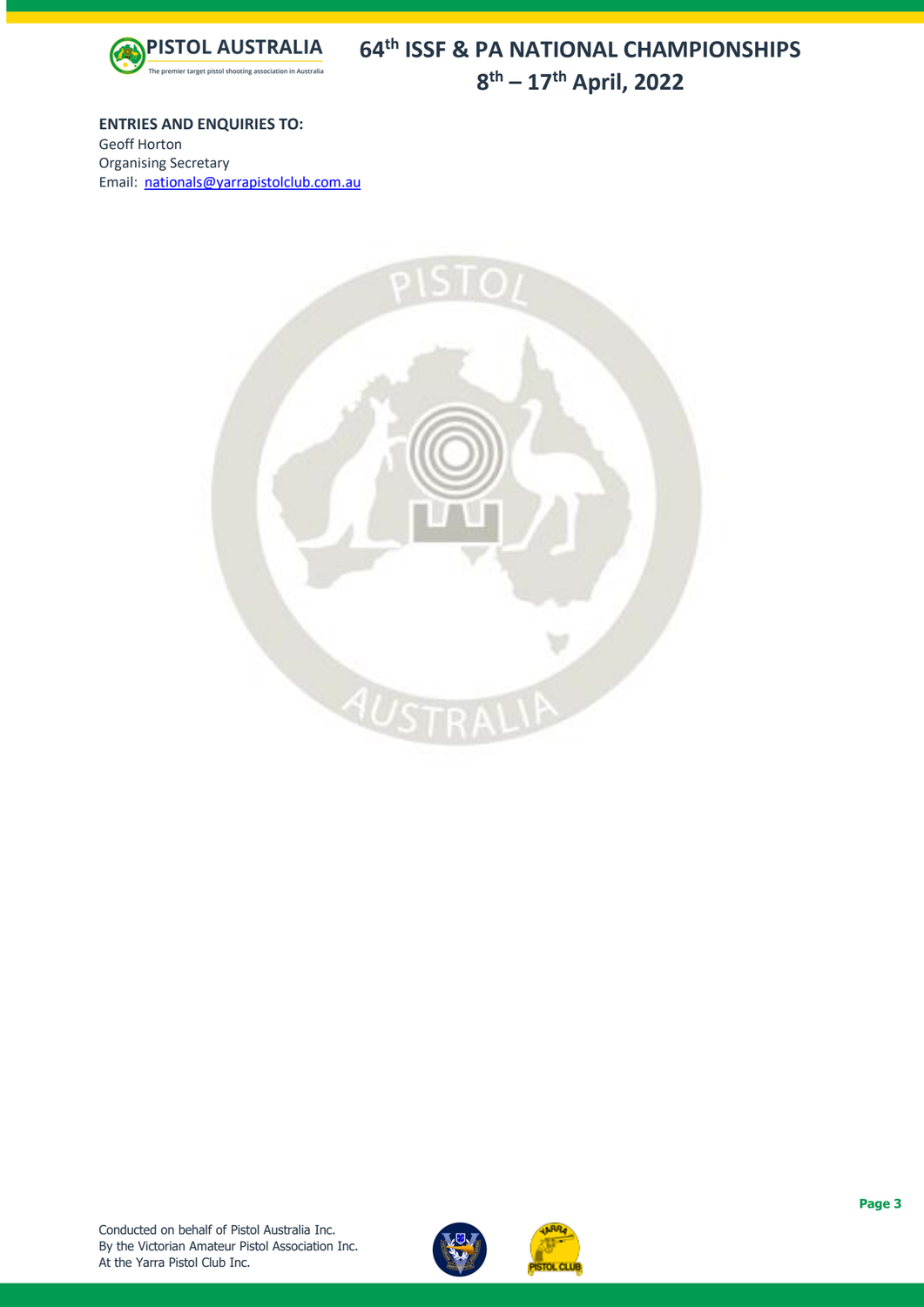**ENTRIES AND ENQUIRIES TO:**

Geoff Horton
Organising Secretary
Email: [nationals@yarrapistolclub.com.au](mailto:nationals@yarrapistolclub.com.au)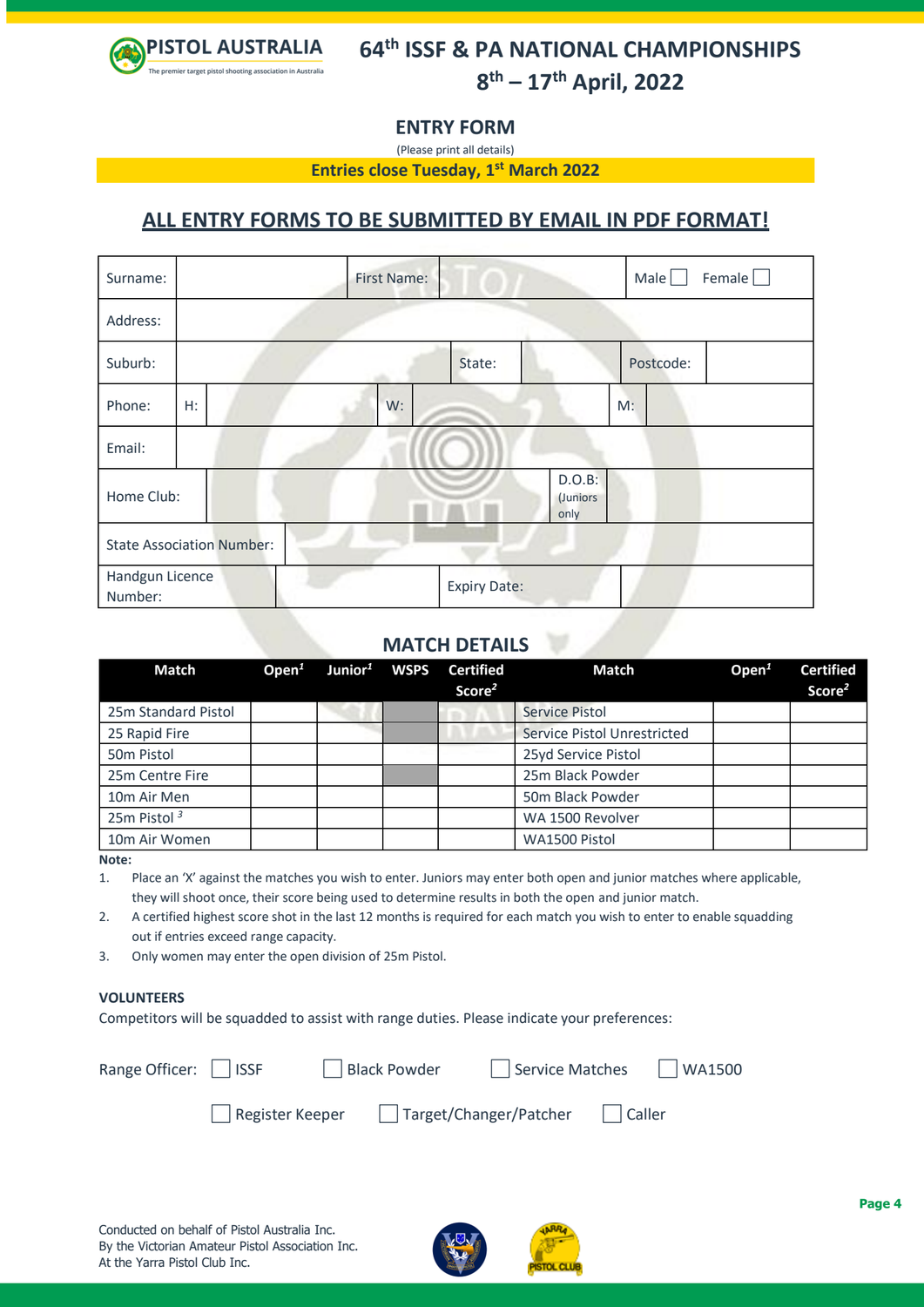PISTOL AUSTRALIA

The premier target pistol shooting association in Australia

# 64th ISSF & PA NATIONAL CHAMPIONSHIPS

## 8th – 17th April, 2022

## ENTRY FORM

(Please print all details)

**Entries close Tuesday, 1st March 2022**

## ALL ENTRY FORMS TO BE SUBMITTED BY EMAIL IN PDF FORMAT!

| Surname: | | First Name: | | Male ☐ Female ☐ |
|---|---|---|---|---|
| Address: | | | | |
| Suburb: | | State: | | Postcode: |
| Phone: | H: | W: | | M: |
| Email: | | | | |
| Home Club: | | D.O.B: (Juniors only | | |
| State Association Number: | | | | |
| Handgun Licence Number: | | Expiry Date: | | |

## MATCH DETAILS

| Match | Open[1] | Junior[1] | WSPS | Certified Score[2] | Match | Open[1] | Certified Score[2] |
|---|---|---|---|---|---|---|---|
| 25m Standard Pistol | | | | | Service Pistol | | |
| 25 Rapid Fire | | | | | Service Pistol Unrestricted | | |
| 50m Pistol | | | | | 25yd Service Pistol | | |
| 25m Centre Fire | | | | | 25m Black Powder | | |
| 10m Air Men | | | | | 50m Black Powder | | |
| 25m Pistol [3] | | | | | WA 1500 Revolver | | |
| 10m Air Women | | | | | WA1500 Pistol | | |

**Note:**

1. Place an 'X' against the matches you wish to enter. Juniors may enter both open and junior matches where applicable, they will shoot once, their score being used to determine results in both the open and junior match.
2. A certified highest score shot in the last 12 months is required for each match you wish to enter to enable squadding out if entries exceed range capacity.
3. Only women may enter the open division of 25m Pistol.

**VOLUNTEERS**

Competitors will be squadded to assist with range duties. Please indicate your preferences:

Range Officer: ☐ ISSF ☐ Black Powder ☐ Service Matches ☐ WA1500

☐ Register Keeper ☐ Target/Changer/Patcher ☐ Caller

Conducted on behalf of Pistol Australia Inc.
By the Victorian Amateur Pistol Association Inc.
At the Yarra Pistol Club Inc.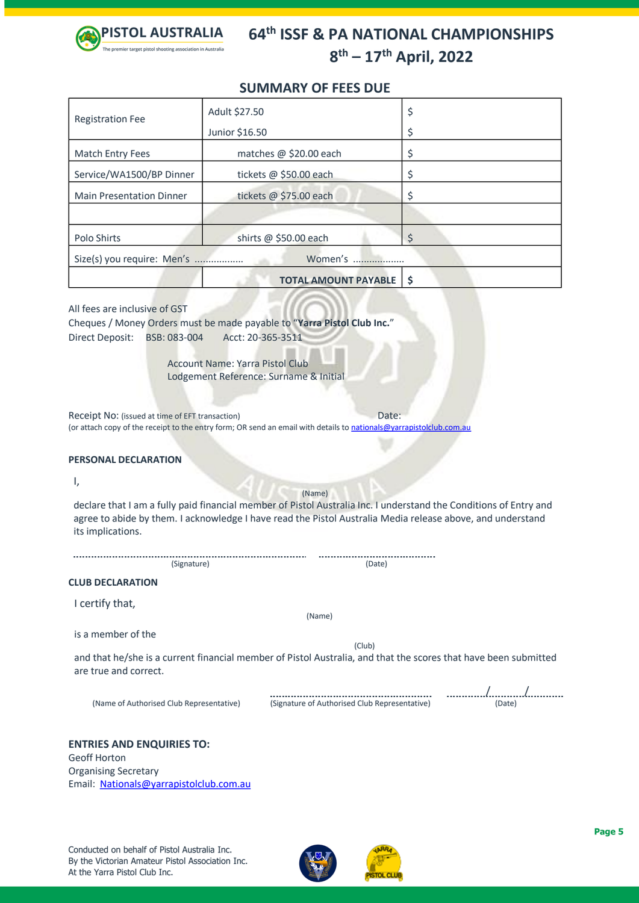PISTOL AUSTRALIA
The premier target pistol shooting association in Australia

# 64th ISSF & PA NATIONAL CHAMPIONSHIPS
# 8th – 17th April, 2022

## SUMMARY OF FEES DUE

| | | |
|---|---|---|
| Registration Fee | Adult $27.50<br>Junior $16.50 | $<br>$ |
| Match Entry Fees | matches @ $20.00 each | $ |
| Service/WA1500/BP Dinner | tickets @ $50.00 each | $ |
| Main Presentation Dinner | tickets @ $75.00 each | $ |
| | | |
| Polo Shirts | shirts @ $50.00 each | $ |
| Size(s) you require: Men's .................. | Women's ................... | |
| | **TOTAL AMOUNT PAYABLE** | **$** |

All fees are inclusive of GST
Cheques / Money Orders must be made payable to "**Yarra Pistol Club Inc.**"
Direct Deposit: BSB: 083-004 Acct: 20-365-3511

Account Name: Yarra Pistol Club
Lodgement Reference: Surname & Initial

Receipt No: (issued at time of EFT transaction) Date:
(or attach copy of the receipt to the entry form; OR send an email with details to nationals@yarrapistolclub.com.au

**PERSONAL DECLARATION**

I,

(Name)

declare that I am a fully paid financial member of Pistol Australia Inc. I understand the Conditions of Entry and agree to abide by them. I acknowledge I have read the Pistol Australia Media release above, and understand its implications.

.............................................................................. ........................................
(Signature) (Date)

**CLUB DECLARATION**

I certify that,

(Name)

is a member of the

(Club)

and that he/she is a current financial member of Pistol Australia, and that the scores that have been submitted are true and correct.

(Name of Authorised Club Representative) ........................................................ (Signature of Authorised Club Representative) ............/............/............ (Date)

**ENTRIES AND ENQUIRIES TO:**
Geoff Horton
Organising Secretary
Email: Nationals@yarrapistolclub.com.au

Conducted on behalf of Pistol Australia Inc.
By the Victorian Amateur Pistol Association Inc.
At the Yarra Pistol Club Inc.